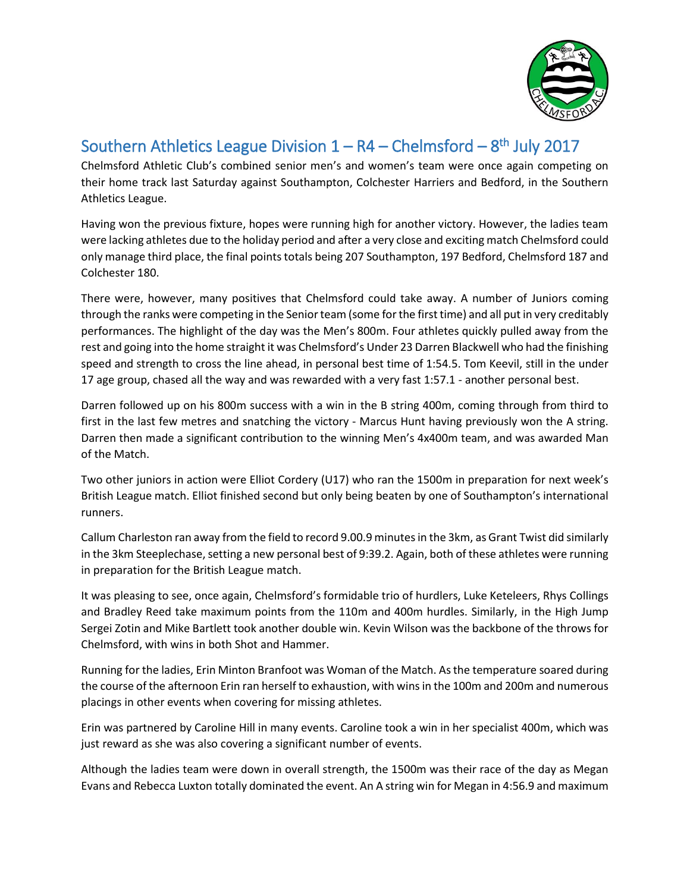## Southern Athletics League Division 1 – R4 – Chelmsford – 8th July 2017

Chelmsford Athletic Club's combined senior men's and women's team were once again competing on their home track last Saturday against Southampton, Colchester Harriers and Bedford, in the Southern Athletics League.

Having won the previous fixture, hopes were running high for another victory. However, the ladies team were lacking athletes due to the holiday period and after a very close and exciting match Chelmsford could only manage third place, the final points totals being 207 Southampton, 197 Bedford, Chelmsford 187 and Colchester 180.

There were, however, many positives that Chelmsford could take away. A number of Juniors coming through the ranks were competing in the Senior team (some for the first time) and all put in very creditably performances. The highlight of the day was the Men's 800m. Four athletes quickly pulled away from the rest and going into the home straight it was Chelmsford's Under 23 Darren Blackwell who had the finishing speed and strength to cross the line ahead, in personal best time of 1:54.5. Tom Keevil, still in the under 17 age group, chased all the way and was rewarded with a very fast 1:57.1 - another personal best.

Darren followed up on his 800m success with a win in the B string 400m, coming through from third to first in the last few metres and snatching the victory - Marcus Hunt having previously won the A string. Darren then made a significant contribution to the winning Men's 4x400m team, and was awarded Man of the Match.

Two other juniors in action were Elliot Cordery (U17) who ran the 1500m in preparation for next week's British League match. Elliot finished second but only being beaten by one of Southampton's international runners.

Callum Charleston ran away from the field to record 9.00.9 minutes in the 3km, as Grant Twist did similarly in the 3km Steeplechase, setting a new personal best of 9:39.2. Again, both of these athletes were running in preparation for the British League match.

It was pleasing to see, once again, Chelmsford's formidable trio of hurdlers, Luke Keteleers, Rhys Collings and Bradley Reed take maximum points from the 110m and 400m hurdles. Similarly, in the High Jump Sergei Zotin and Mike Bartlett took another double win. Kevin Wilson was the backbone of the throws for Chelmsford, with wins in both Shot and Hammer.

Running for the ladies, Erin Minton Branfoot was Woman of the Match. As the temperature soared during the course of the afternoon Erin ran herself to exhaustion, with wins in the 100m and 200m and numerous placings in other events when covering for missing athletes.

Erin was partnered by Caroline Hill in many events. Caroline took a win in her specialist 400m, which was just reward as she was also covering a significant number of events.

Although the ladies team were down in overall strength, the 1500m was their race of the day as Megan Evans and Rebecca Luxton totally dominated the event. An A string win for Megan in 4:56.9 and maximum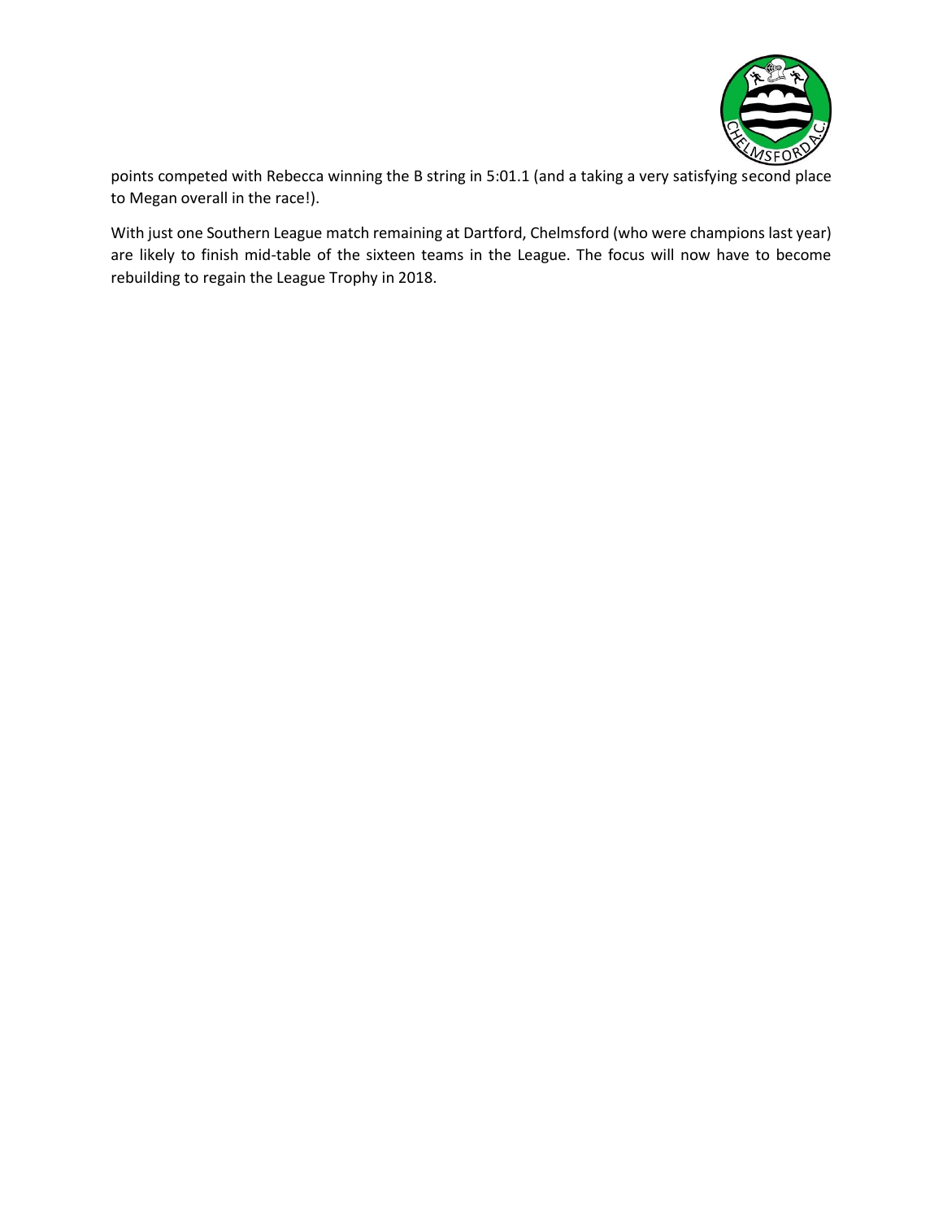points competed with Rebecca winning the B string in 5:01.1 (and a taking a very satisfying second place to Megan overall in the race!).

With just one Southern League match remaining at Dartford, Chelmsford (who were champions last year) are likely to finish mid-table of the sixteen teams in the League. The focus will now have to become rebuilding to regain the League Trophy in 2018.